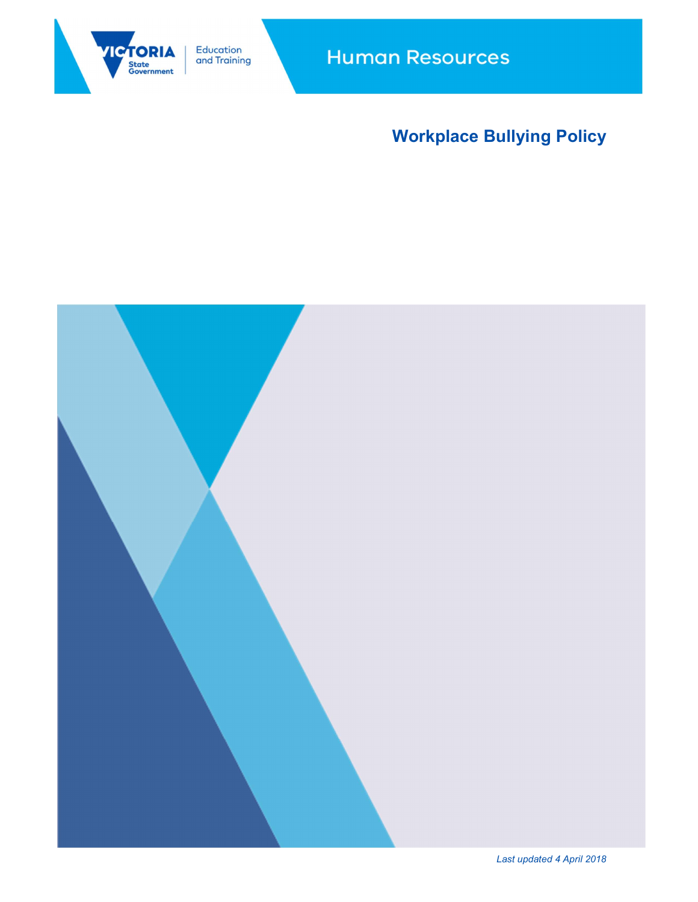Victoria State Government | Education and Training

Human Resources

# Workplace Bullying Policy

*Last updated 4 April 2018*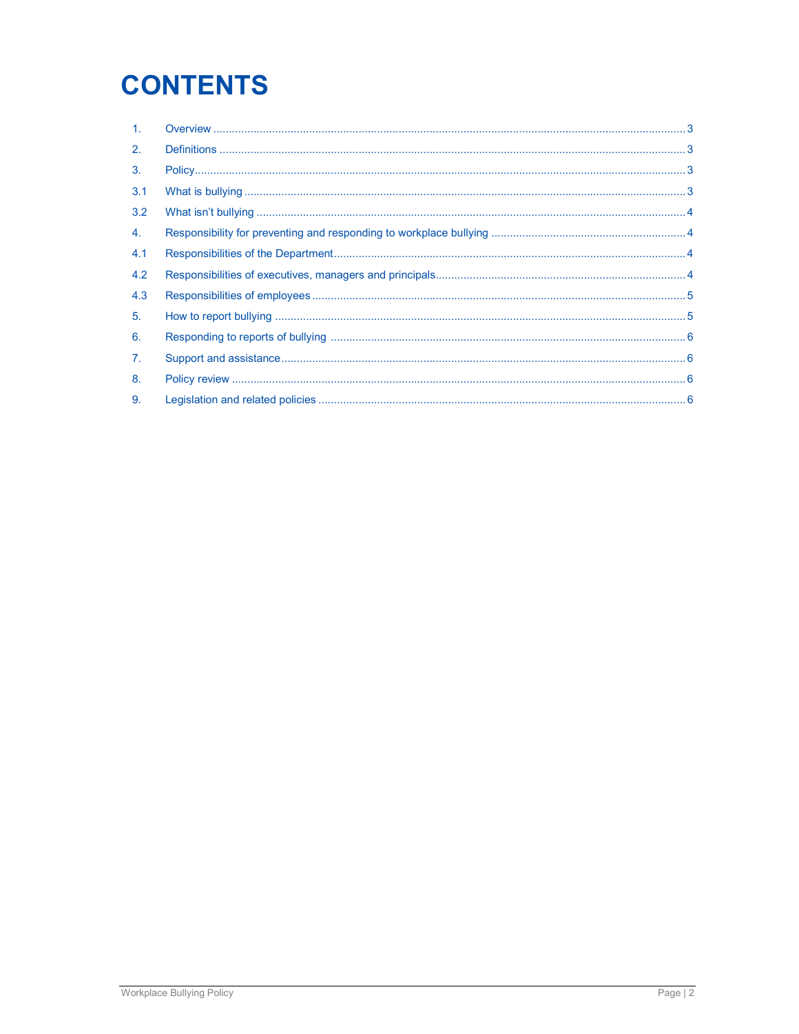# CONTENTS

| | | |
|---|---|---|
| 1. | Overview | 3 |
| 2. | Definitions | 3 |
| 3. | Policy | 3 |
| 3.1 | What is bullying | 3 |
| 3.2 | What isn't bullying | 4 |
| 4. | Responsibility for preventing and responding to workplace bullying | 4 |
| 4.1 | Responsibilities of the Department | 4 |
| 4.2 | Responsibilities of executives, managers and principals | 4 |
| 4.3 | Responsibilities of employees | 5 |
| 5. | How to report bullying | 5 |
| 6. | Responding to reports of bullying | 6 |
| 7. | Support and assistance | 6 |
| 8. | Policy review | 6 |
| 9. | Legislation and related policies | 6 |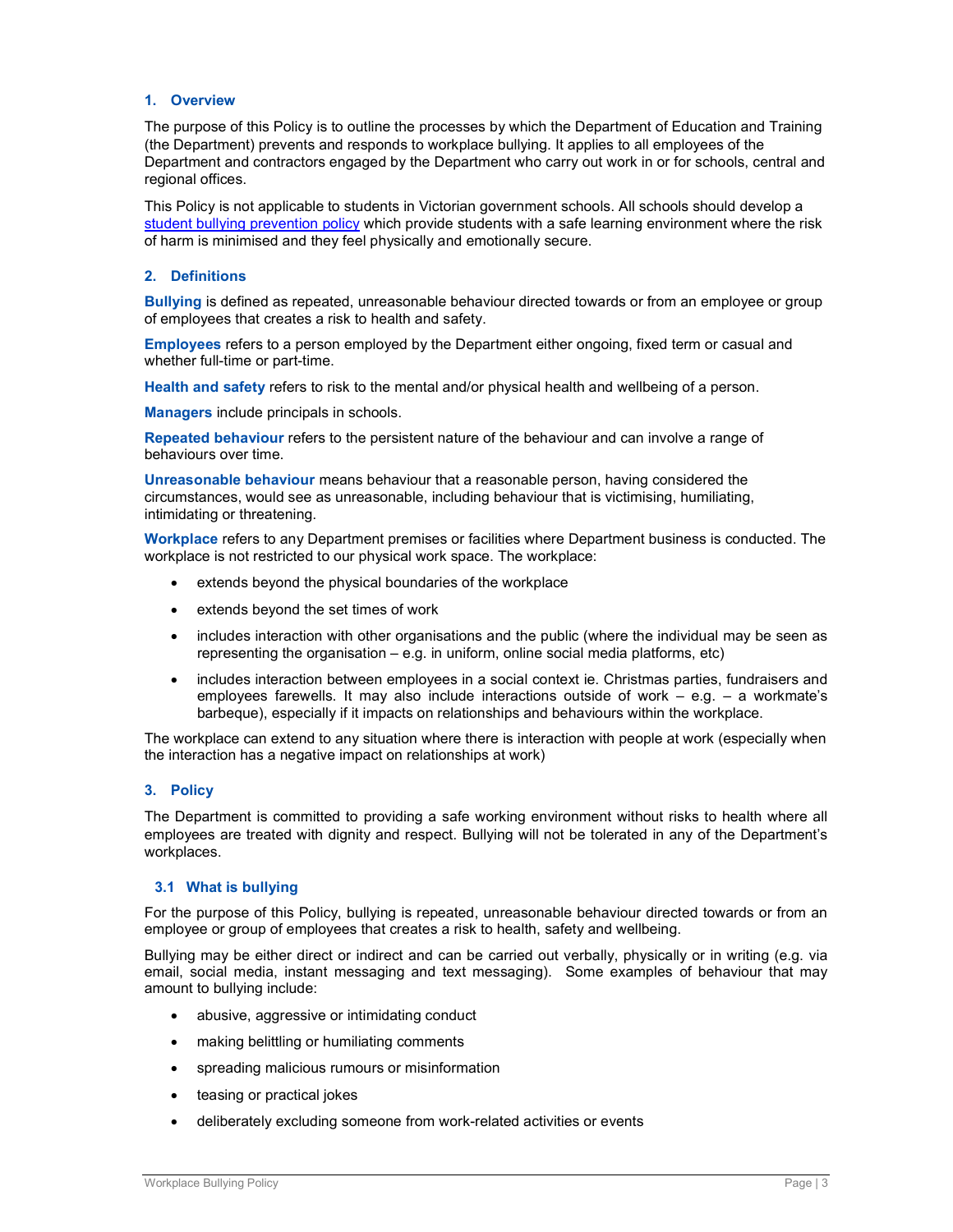## 1. Overview

The purpose of this Policy is to outline the processes by which the Department of Education and Training (the Department) prevents and responds to workplace bullying. It applies to all employees of the Department and contractors engaged by the Department who carry out work in or for schools, central and regional offices.

This Policy is not applicable to students in Victorian government schools. All schools should develop a student bullying prevention policy which provide students with a safe learning environment where the risk of harm is minimised and they feel physically and emotionally secure.

## 2. Definitions

**Bullying** is defined as repeated, unreasonable behaviour directed towards or from an employee or group of employees that creates a risk to health and safety.

**Employees** refers to a person employed by the Department either ongoing, fixed term or casual and whether full-time or part-time.

**Health and safety** refers to risk to the mental and/or physical health and wellbeing of a person.

**Managers** include principals in schools.

**Repeated behaviour** refers to the persistent nature of the behaviour and can involve a range of behaviours over time.

**Unreasonable behaviour** means behaviour that a reasonable person, having considered the circumstances, would see as unreasonable, including behaviour that is victimising, humiliating, intimidating or threatening.

**Workplace** refers to any Department premises or facilities where Department business is conducted. The workplace is not restricted to our physical work space. The workplace:

- extends beyond the physical boundaries of the workplace
- extends beyond the set times of work
- includes interaction with other organisations and the public (where the individual may be seen as representing the organisation – e.g. in uniform, online social media platforms, etc)
- includes interaction between employees in a social context ie. Christmas parties, fundraisers and employees farewells. It may also include interactions outside of work – e.g. – a workmate's barbeque), especially if it impacts on relationships and behaviours within the workplace.

The workplace can extend to any situation where there is interaction with people at work (especially when the interaction has a negative impact on relationships at work)

## 3. Policy

The Department is committed to providing a safe working environment without risks to health where all employees are treated with dignity and respect. Bullying will not be tolerated in any of the Department's workplaces.

### 3.1 What is bullying

For the purpose of this Policy, bullying is repeated, unreasonable behaviour directed towards or from an employee or group of employees that creates a risk to health, safety and wellbeing.

Bullying may be either direct or indirect and can be carried out verbally, physically or in writing (e.g. via email, social media, instant messaging and text messaging). Some examples of behaviour that may amount to bullying include:

- abusive, aggressive or intimidating conduct
- making belittling or humiliating comments
- spreading malicious rumours or misinformation
- teasing or practical jokes
- deliberately excluding someone from work-related activities or events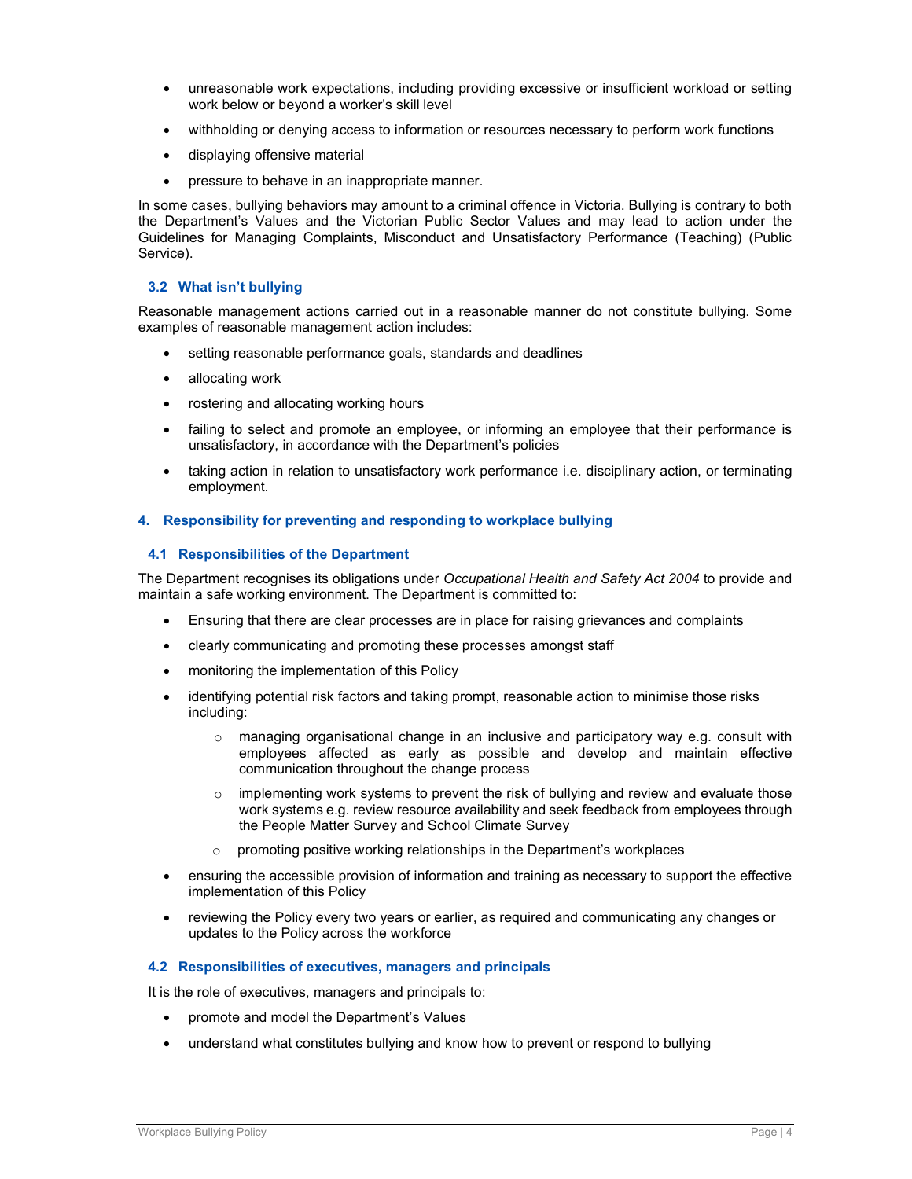- unreasonable work expectations, including providing excessive or insufficient workload or setting work below or beyond a worker's skill level
- withholding or denying access to information or resources necessary to perform work functions
- displaying offensive material
- pressure to behave in an inappropriate manner.

In some cases, bullying behaviors may amount to a criminal offence in Victoria. Bullying is contrary to both the Department's Values and the Victorian Public Sector Values and may lead to action under the Guidelines for Managing Complaints, Misconduct and Unsatisfactory Performance (Teaching) (Public Service).

### 3.2 What isn't bullying

Reasonable management actions carried out in a reasonable manner do not constitute bullying. Some examples of reasonable management action includes:

- setting reasonable performance goals, standards and deadlines
- allocating work
- rostering and allocating working hours
- failing to select and promote an employee, or informing an employee that their performance is unsatisfactory, in accordance with the Department's policies
- taking action in relation to unsatisfactory work performance i.e. disciplinary action, or terminating employment.

## 4. Responsibility for preventing and responding to workplace bullying

### 4.1 Responsibilities of the Department

The Department recognises its obligations under *Occupational Health and Safety Act 2004* to provide and maintain a safe working environment. The Department is committed to:

- Ensuring that there are clear processes are in place for raising grievances and complaints
- clearly communicating and promoting these processes amongst staff
- monitoring the implementation of this Policy
- identifying potential risk factors and taking prompt, reasonable action to minimise those risks including:
  - managing organisational change in an inclusive and participatory way e.g. consult with employees affected as early as possible and develop and maintain effective communication throughout the change process
  - implementing work systems to prevent the risk of bullying and review and evaluate those work systems e.g. review resource availability and seek feedback from employees through the People Matter Survey and School Climate Survey
  - promoting positive working relationships in the Department's workplaces
- ensuring the accessible provision of information and training as necessary to support the effective implementation of this Policy
- reviewing the Policy every two years or earlier, as required and communicating any changes or updates to the Policy across the workforce

### 4.2 Responsibilities of executives, managers and principals

It is the role of executives, managers and principals to:

- promote and model the Department's Values
- understand what constitutes bullying and know how to prevent or respond to bullying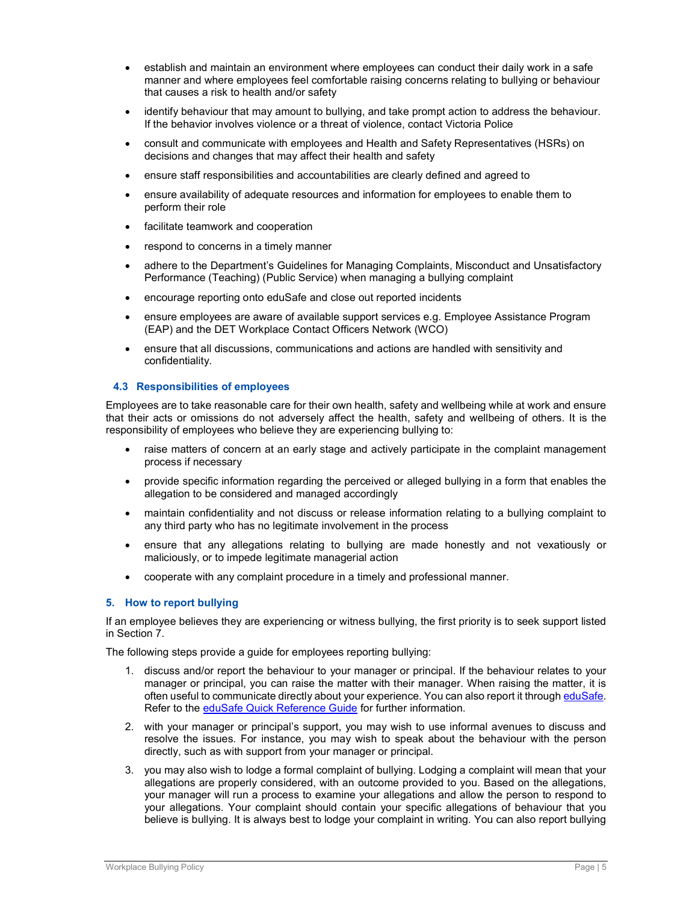- establish and maintain an environment where employees can conduct their daily work in a safe manner and where employees feel comfortable raising concerns relating to bullying or behaviour that causes a risk to health and/or safety
- identify behaviour that may amount to bullying, and take prompt action to address the behaviour. If the behavior involves violence or a threat of violence, contact Victoria Police
- consult and communicate with employees and Health and Safety Representatives (HSRs) on decisions and changes that may affect their health and safety
- ensure staff responsibilities and accountabilities are clearly defined and agreed to
- ensure availability of adequate resources and information for employees to enable them to perform their role
- facilitate teamwork and cooperation
- respond to concerns in a timely manner
- adhere to the Department's Guidelines for Managing Complaints, Misconduct and Unsatisfactory Performance (Teaching) (Public Service) when managing a bullying complaint
- encourage reporting onto eduSafe and close out reported incidents
- ensure employees are aware of available support services e.g. Employee Assistance Program (EAP) and the DET Workplace Contact Officers Network (WCO)
- ensure that all discussions, communications and actions are handled with sensitivity and confidentiality.

### 4.3 Responsibilities of employees

Employees are to take reasonable care for their own health, safety and wellbeing while at work and ensure that their acts or omissions do not adversely affect the health, safety and wellbeing of others. It is the responsibility of employees who believe they are experiencing bullying to:

- raise matters of concern at an early stage and actively participate in the complaint management process if necessary
- provide specific information regarding the perceived or alleged bullying in a form that enables the allegation to be considered and managed accordingly
- maintain confidentiality and not discuss or release information relating to a bullying complaint to any third party who has no legitimate involvement in the process
- ensure that any allegations relating to bullying are made honestly and not vexatiously or maliciously, or to impede legitimate managerial action
- cooperate with any complaint procedure in a timely and professional manner.

## 5. How to report bullying

If an employee believes they are experiencing or witness bullying, the first priority is to seek support listed in Section 7.

The following steps provide a guide for employees reporting bullying:

1. discuss and/or report the behaviour to your manager or principal. If the behaviour relates to your manager or principal, you can raise the matter with their manager. When raising the matter, it is often useful to communicate directly about your experience. You can also report it through eduSafe. Refer to the eduSafe Quick Reference Guide for further information.
2. with your manager or principal's support, you may wish to use informal avenues to discuss and resolve the issues. For instance, you may wish to speak about the behaviour with the person directly, such as with support from your manager or principal.
3. you may also wish to lodge a formal complaint of bullying. Lodging a complaint will mean that your allegations are properly considered, with an outcome provided to you. Based on the allegations, your manager will run a process to examine your allegations and allow the person to respond to your allegations. Your complaint should contain your specific allegations of behaviour that you believe is bullying. It is always best to lodge your complaint in writing. You can also report bullying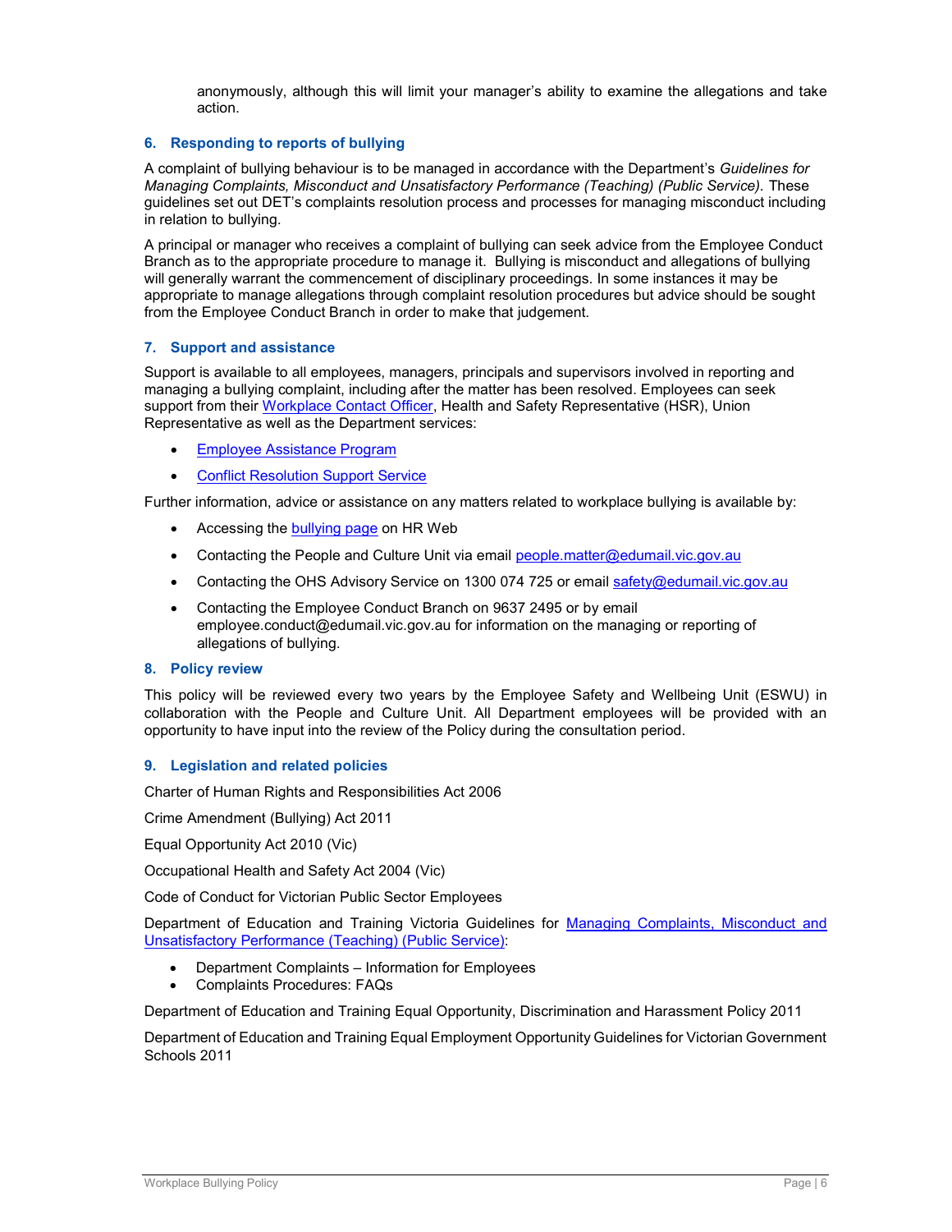anonymously, although this will limit your manager's ability to examine the allegations and take action.

## 6. Responding to reports of bullying

A complaint of bullying behaviour is to be managed in accordance with the Department's *Guidelines for Managing Complaints, Misconduct and Unsatisfactory Performance (Teaching) (Public Service).* These guidelines set out DET's complaints resolution process and processes for managing misconduct including in relation to bullying.

A principal or manager who receives a complaint of bullying can seek advice from the Employee Conduct Branch as to the appropriate procedure to manage it. Bullying is misconduct and allegations of bullying will generally warrant the commencement of disciplinary proceedings. In some instances it may be appropriate to manage allegations through complaint resolution procedures but advice should be sought from the Employee Conduct Branch in order to make that judgement.

## 7. Support and assistance

Support is available to all employees, managers, principals and supervisors involved in reporting and managing a bullying complaint, including after the matter has been resolved. Employees can seek support from their Workplace Contact Officer, Health and Safety Representative (HSR), Union Representative as well as the Department services:

- Employee Assistance Program
- Conflict Resolution Support Service

Further information, advice or assistance on any matters related to workplace bullying is available by:

- Accessing the bullying page on HR Web
- Contacting the People and Culture Unit via email people.matter@edumail.vic.gov.au
- Contacting the OHS Advisory Service on 1300 074 725 or email safety@edumail.vic.gov.au
- Contacting the Employee Conduct Branch on 9637 2495 or by email employee.conduct@edumail.vic.gov.au for information on the managing or reporting of allegations of bullying.

## 8. Policy review

This policy will be reviewed every two years by the Employee Safety and Wellbeing Unit (ESWU) in collaboration with the People and Culture Unit. All Department employees will be provided with an opportunity to have input into the review of the Policy during the consultation period.

## 9. Legislation and related policies

Charter of Human Rights and Responsibilities Act 2006

Crime Amendment (Bullying) Act 2011

Equal Opportunity Act 2010 (Vic)

Occupational Health and Safety Act 2004 (Vic)

Code of Conduct for Victorian Public Sector Employees

Department of Education and Training Victoria Guidelines for Managing Complaints, Misconduct and Unsatisfactory Performance (Teaching) (Public Service):

- Department Complaints – Information for Employees
- Complaints Procedures: FAQs

Department of Education and Training Equal Opportunity, Discrimination and Harassment Policy 2011

Department of Education and Training Equal Employment Opportunity Guidelines for Victorian Government Schools 2011